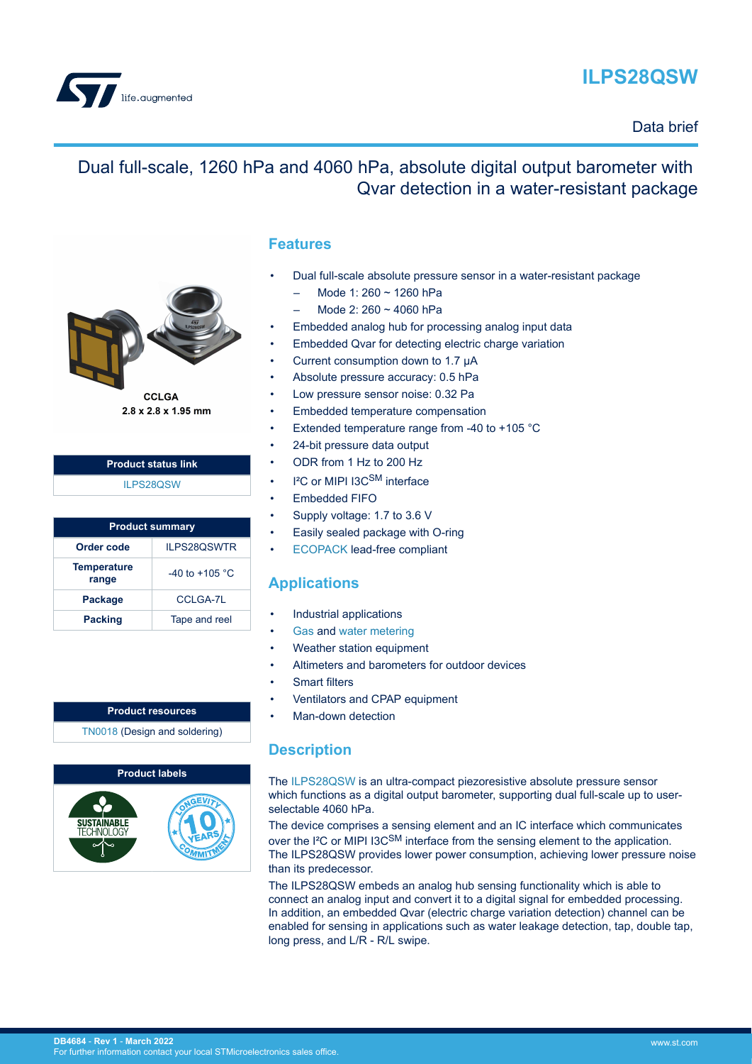# ILPS28QSW

Data brief

## Dual full-scale, 1260 hPa and 4060 hPa, absolute digital output barometer with Qvar detection in a water-resistant package

CCLGA
2.8 x 2.8 x 1.95 mm

| Product status link |
|---|
| ILPS28QSW |

| Product summary | |
|---|---|
| **Order code** | ILPS28QSWTR |
| **Temperature range** | -40 to +105 °C |
| **Package** | CCLGA-7L |
| **Packing** | Tape and reel |

| Product resources |
|---|
| TN0018 (Design and soldering) |

| Product labels |
|---|
| SUSTAINABLE TECHNOLOGY; LONGEVITY 10 YEARS COMMITMENT |

## Features

- Dual full-scale absolute pressure sensor in a water-resistant package
  - Mode 1: 260 ~ 1260 hPa
  - Mode 2: 260 ~ 4060 hPa
- Embedded analog hub for processing analog input data
- Embedded Qvar for detecting electric charge variation
- Current consumption down to 1.7 µA
- Absolute pressure accuracy: 0.5 hPa
- Low pressure sensor noise: 0.32 Pa
- Embedded temperature compensation
- Extended temperature range from -40 to +105 °C
- 24-bit pressure data output
- ODR from 1 Hz to 200 Hz
- I²C or MIPI I3C^SM interface
- Embedded FIFO
- Supply voltage: 1.7 to 3.6 V
- Easily sealed package with O-ring
- ECOPACK lead-free compliant

## Applications

- Industrial applications
- Gas and water metering
- Weather station equipment
- Altimeters and barometers for outdoor devices
- Smart filters
- Ventilators and CPAP equipment
- Man-down detection

## Description

The ILPS28QSW is an ultra-compact piezoresistive absolute pressure sensor which functions as a digital output barometer, supporting dual full-scale up to user-selectable 4060 hPa.

The device comprises a sensing element and an IC interface which communicates over the I²C or MIPI I3C^SM interface from the sensing element to the application.

The ILPS28QSW provides lower power consumption, achieving lower pressure noise than its predecessor.

The ILPS28QSW embeds an analog hub sensing functionality which is able to connect an analog input and convert it to a digital signal for embedded processing. In addition, an embedded Qvar (electric charge variation detection) channel can be enabled for sensing in applications such as water leakage detection, tap, double tap, long press, and L/R - R/L swipe.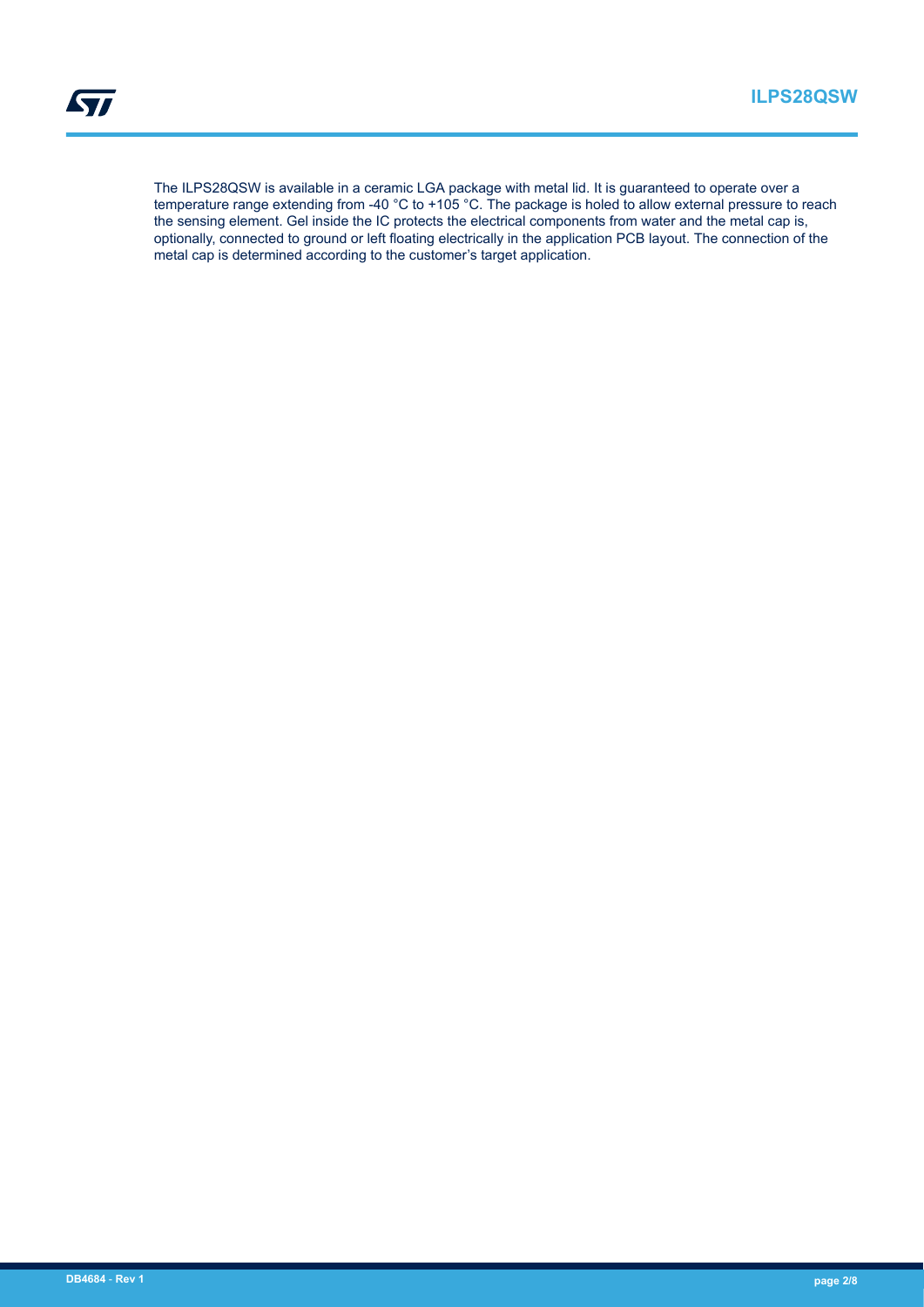The ILPS28QSW is available in a ceramic LGA package with metal lid. It is guaranteed to operate over a temperature range extending from -40 °C to +105 °C. The package is holed to allow external pressure to reach the sensing element. Gel inside the IC protects the electrical components from water and the metal cap is, optionally, connected to ground or left floating electrically in the application PCB layout. The connection of the metal cap is determined according to the customer's target application.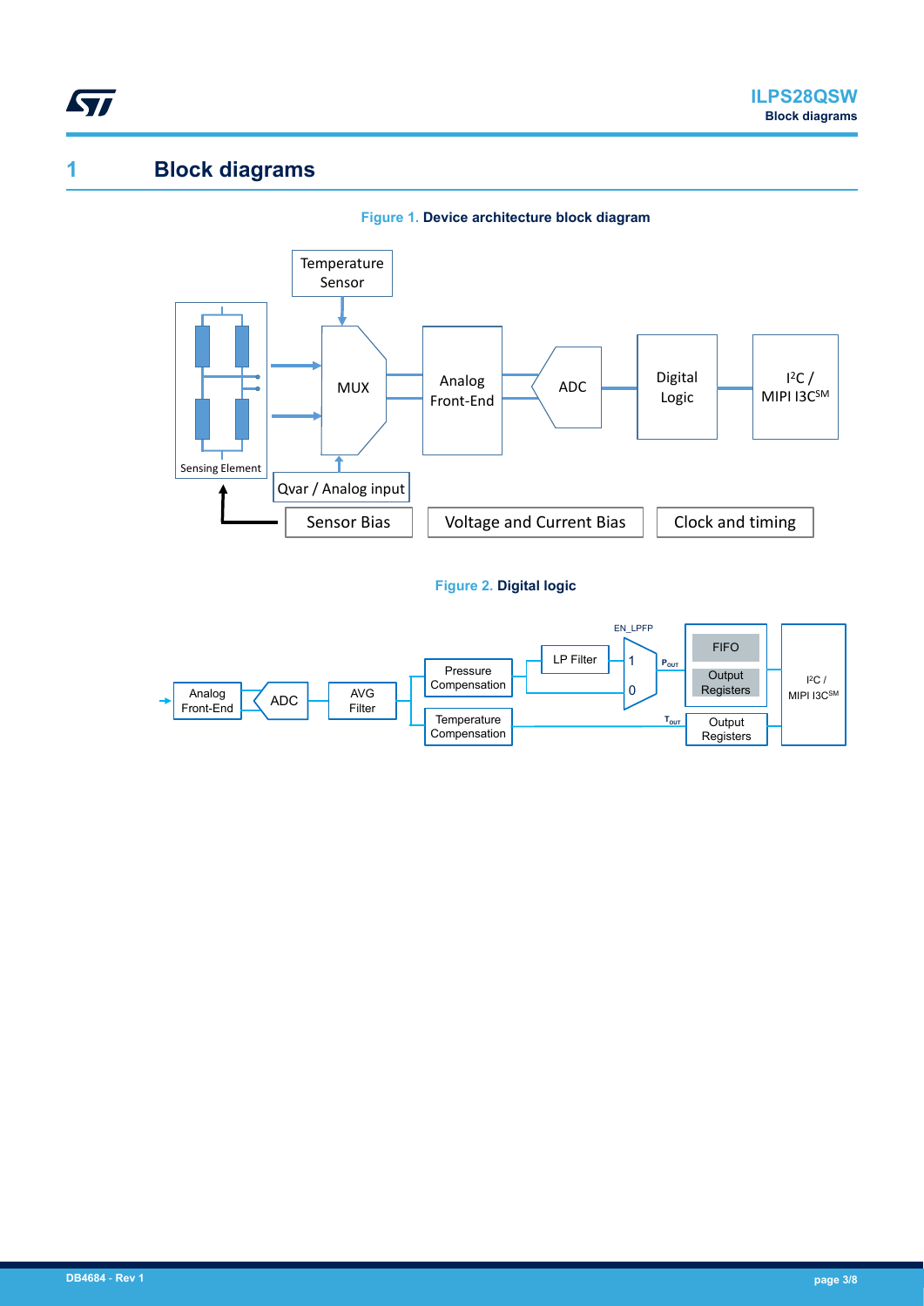# 1 Block diagrams

**Figure 1. Device architecture block diagram**

Temperature Sensor

MUX

Analog Front-End

ADC

Digital Logic

I²C / MIPI I3C^SM

Sensing Element

Qvar / Analog input

Sensor Bias

Voltage and Current Bias

Clock and timing

**Figure 2. Digital logic**

Analog Front-End

ADC

AVG Filter

Pressure Compensation

Temperature Compensation

LP Filter

EN_LPFP

1

0

$P_{OUT}$

$T_{OUT}$

FIFO

Output Registers

Output Registers

I²C / MIPI I3C^SM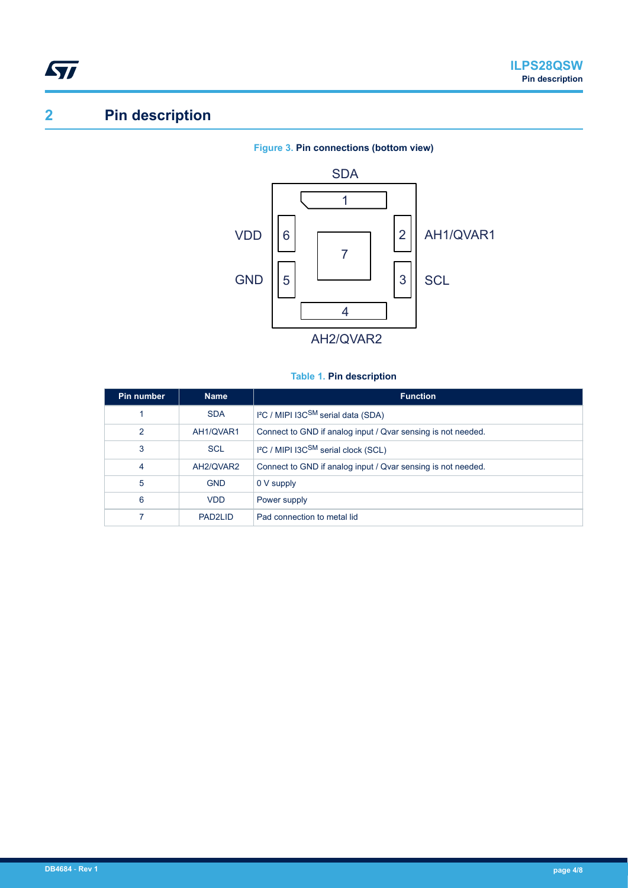## 2 Pin description

**Figure 3. Pin connections (bottom view)**

SDA

VDD

GND

AH1/QVAR1

SCL

AH2/QVAR2

1
2
3
4
5
6
7

**Table 1. Pin description**

| Pin number | Name | Function |
|---|---|---|
| 1 | SDA | I²C / MIPI I3C[SM] serial data (SDA) |
| 2 | AH1/QVAR1 | Connect to GND if analog input / Qvar sensing is not needed. |
| 3 | SCL | I²C / MIPI I3C[SM] serial clock (SCL) |
| 4 | AH2/QVAR2 | Connect to GND if analog input / Qvar sensing is not needed. |
| 5 | GND | 0 V supply |
| 6 | VDD | Power supply |
| 7 | PAD2LID | Pad connection to metal lid |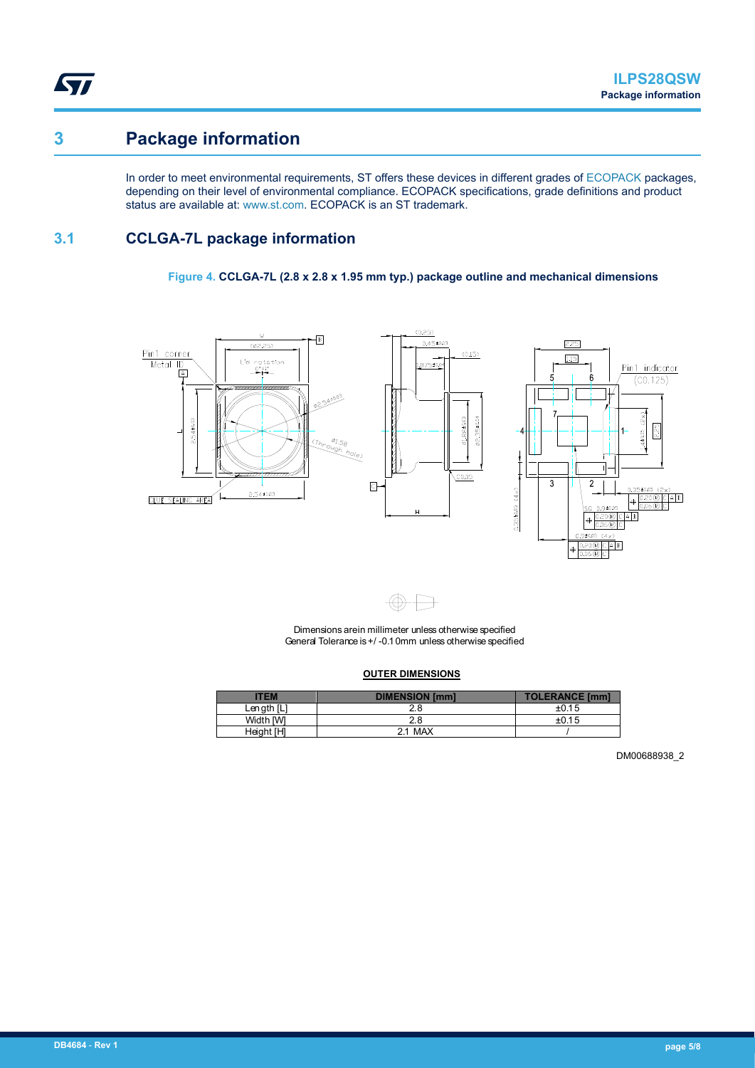# 3 Package information

In order to meet environmental requirements, ST offers these devices in different grades of ECOPACK packages, depending on their level of environmental compliance. ECOPACK specifications, grade definitions and product status are available at: www.st.com. ECOPACK is an ST trademark.

## 3.1 CCLGA-7L package information

**Figure 4. CCLGA-7L (2.8 x 2.8 x 1.95 mm typ.) package outline and mechanical dimensions**

Dimensions arein millimeter unless otherwise specified
General Tolerance is +/ -0.1 0mm unless otherwise specified

**OUTER DIMENSIONS**

| ITEM | DIMENSION [mm] | TOLERANCE [mm] |
| --- | --- | --- |
| Length [L] | 2.8 | ±0.15 |
| Width [W] | 2.8 | ±0.15 |
| Height [H] | 2.1 MAX | / |

DM00688938_2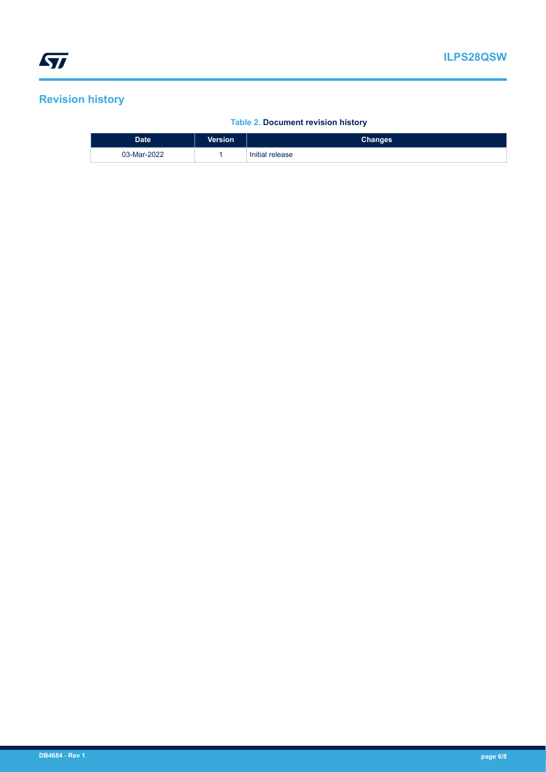## Revision history

**Table 2. Document revision history**

| Date | Version | Changes |
| --- | --- | --- |
| 03-Mar-2022 | 1 | Initial release |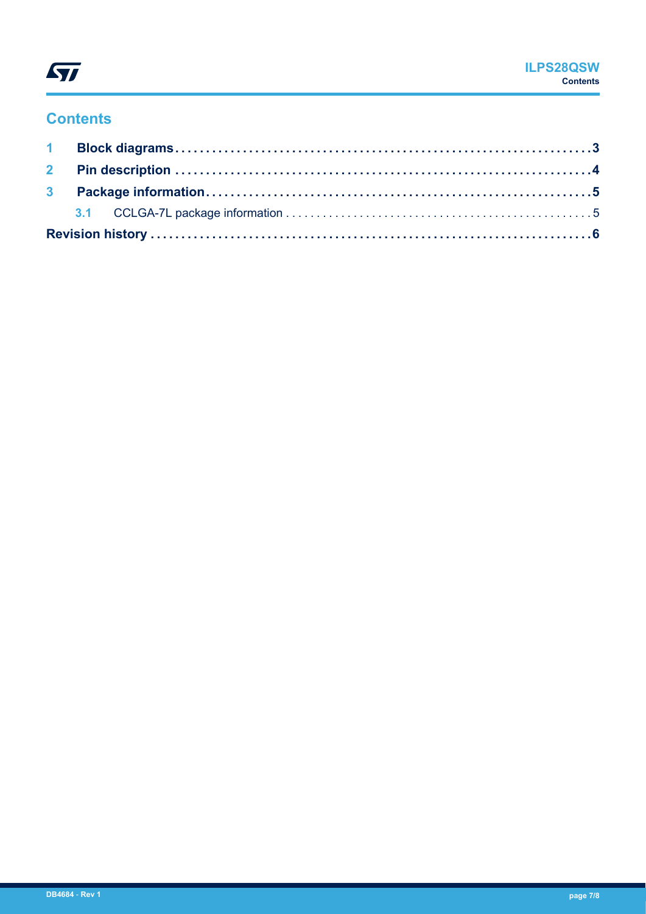## Contents

**1 Block diagrams** .......................................................... **3**

**2 Pin description** .......................................................... **4**

**3 Package information** .......................................................... **5**

3.1 CCLGA-7L package information .......................................................... 5

**Revision history** .......................................................... **6**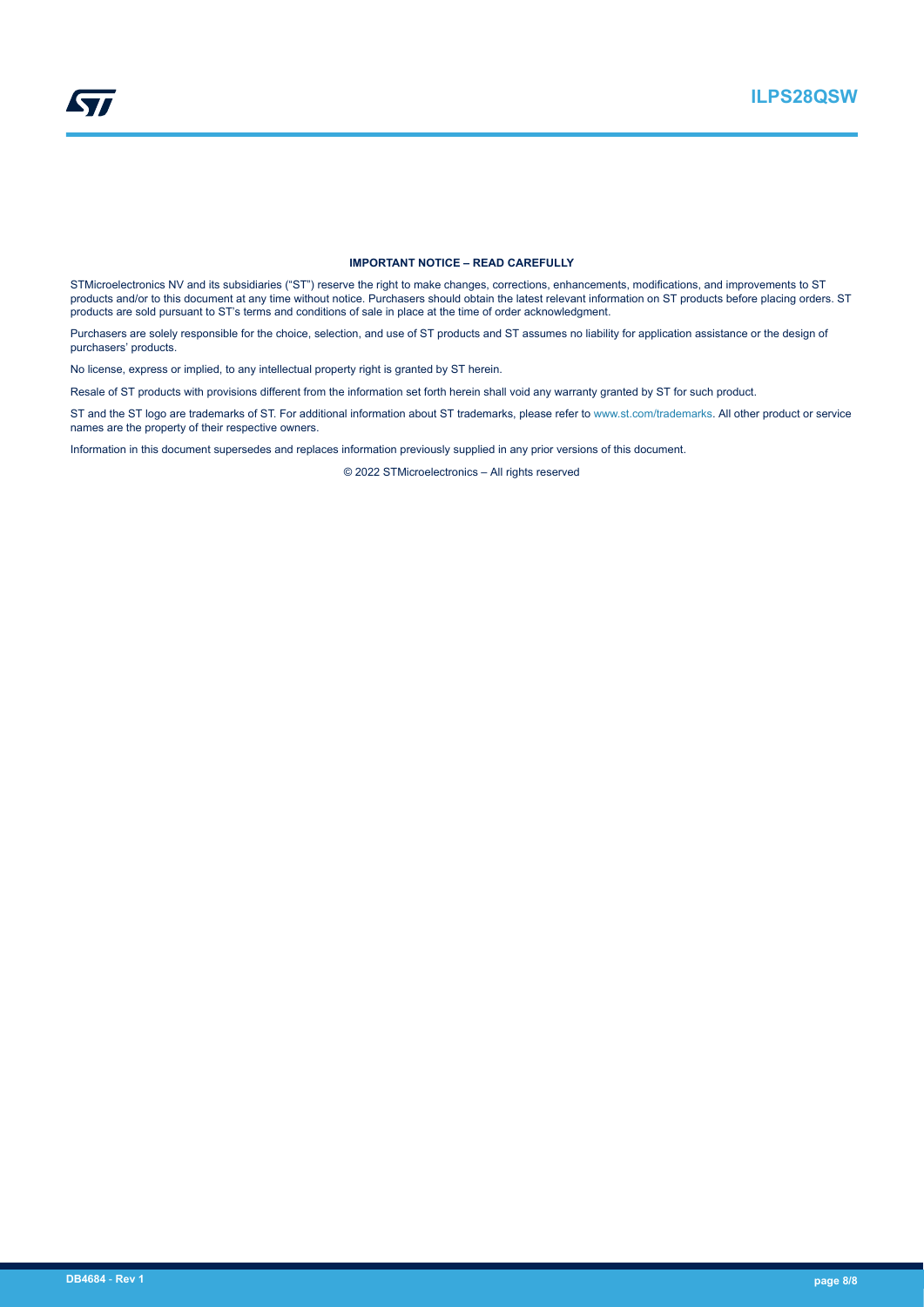**IMPORTANT NOTICE – READ CAREFULLY**

STMicroelectronics NV and its subsidiaries ("ST") reserve the right to make changes, corrections, enhancements, modifications, and improvements to ST products and/or to this document at any time without notice. Purchasers should obtain the latest relevant information on ST products before placing orders. ST products are sold pursuant to ST's terms and conditions of sale in place at the time of order acknowledgment.

Purchasers are solely responsible for the choice, selection, and use of ST products and ST assumes no liability for application assistance or the design of purchasers' products.

No license, express or implied, to any intellectual property right is granted by ST herein.

Resale of ST products with provisions different from the information set forth herein shall void any warranty granted by ST for such product.

ST and the ST logo are trademarks of ST. For additional information about ST trademarks, please refer to www.st.com/trademarks. All other product or service names are the property of their respective owners.

Information in this document supersedes and replaces information previously supplied in any prior versions of this document.

© 2022 STMicroelectronics – All rights reserved